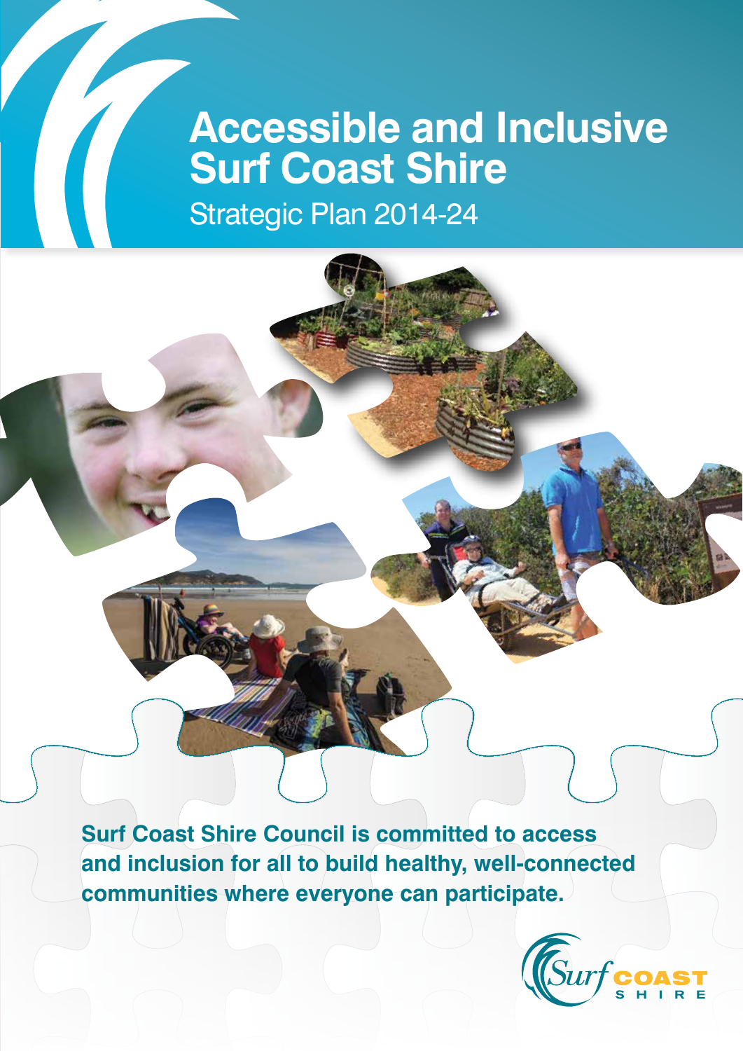# Accessible and Inclusive Surf Coast Shire

## Strategic Plan 2014-24

**Surf Coast Shire Council is committed to access and inclusion for all to build healthy, well-connected communities where everyone can participate.**

Surf COAST SHIRE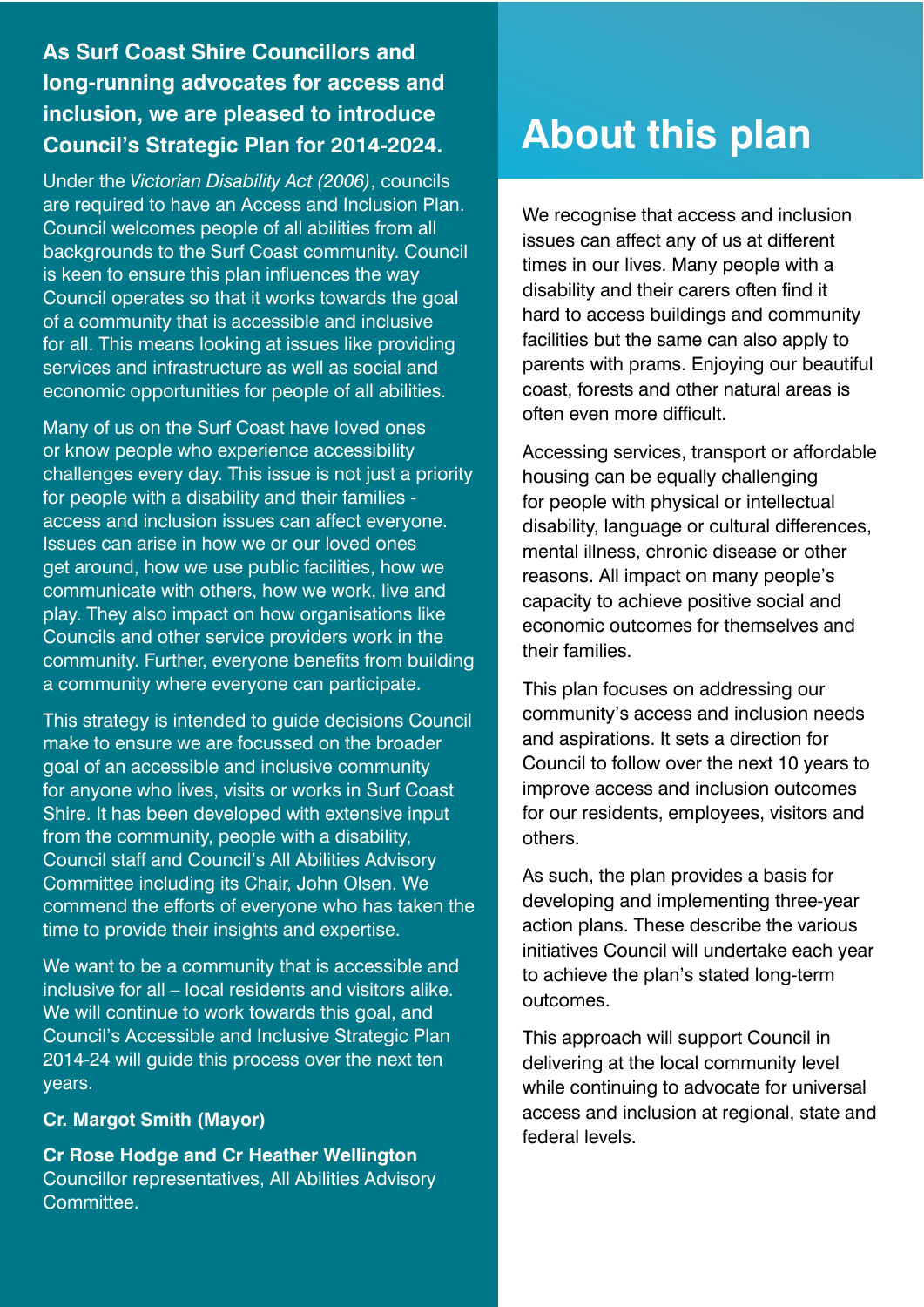**As Surf Coast Shire Councillors and long-running advocates for access and inclusion, we are pleased to introduce Council's Strategic Plan for 2014-2024.**

Under the *Victorian Disability Act (2006)*, councils are required to have an Access and Inclusion Plan. Council welcomes people of all abilities from all backgrounds to the Surf Coast community. Council is keen to ensure this plan influences the way Council operates so that it works towards the goal of a community that is accessible and inclusive for all. This means looking at issues like providing services and infrastructure as well as social and economic opportunities for people of all abilities.

Many of us on the Surf Coast have loved ones or know people who experience accessibility challenges every day. This issue is not just a priority for people with a disability and their families - access and inclusion issues can affect everyone. Issues can arise in how we or our loved ones get around, how we use public facilities, how we communicate with others, how we work, live and play. They also impact on how organisations like Councils and other service providers work in the community. Further, everyone benefits from building a community where everyone can participate.

This strategy is intended to guide decisions Council make to ensure we are focussed on the broader goal of an accessible and inclusive community for anyone who lives, visits or works in Surf Coast Shire. It has been developed with extensive input from the community, people with a disability, Council staff and Council's All Abilities Advisory Committee including its Chair, John Olsen. We commend the efforts of everyone who has taken the time to provide their insights and expertise.

We want to be a community that is accessible and inclusive for all – local residents and visitors alike. We will continue to work towards this goal, and Council's Accessible and Inclusive Strategic Plan 2014-24 will guide this process over the next ten years.

**Cr. Margot Smith (Mayor)**

**Cr Rose Hodge and Cr Heather Wellington**
Councillor representatives, All Abilities Advisory Committee.

# About this plan

We recognise that access and inclusion issues can affect any of us at different times in our lives. Many people with a disability and their carers often find it hard to access buildings and community facilities but the same can also apply to parents with prams. Enjoying our beautiful coast, forests and other natural areas is often even more difficult.

Accessing services, transport or affordable housing can be equally challenging for people with physical or intellectual disability, language or cultural differences, mental illness, chronic disease or other reasons. All impact on many people's capacity to achieve positive social and economic outcomes for themselves and their families.

This plan focuses on addressing our community's access and inclusion needs and aspirations. It sets a direction for Council to follow over the next 10 years to improve access and inclusion outcomes for our residents, employees, visitors and others.

As such, the plan provides a basis for developing and implementing three-year action plans. These describe the various initiatives Council will undertake each year to achieve the plan's stated long-term outcomes.

This approach will support Council in delivering at the local community level while continuing to advocate for universal access and inclusion at regional, state and federal levels.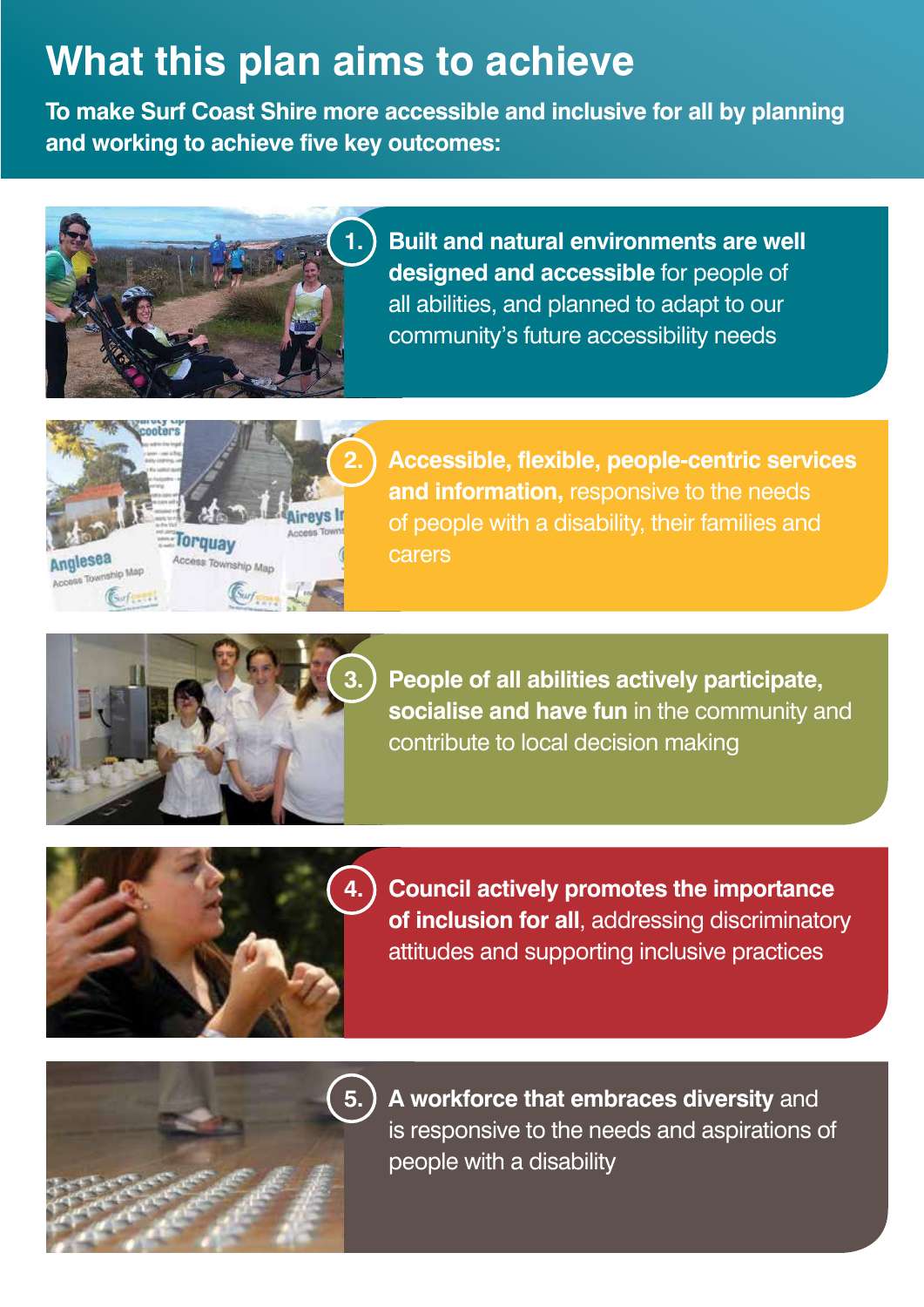# What this plan aims to achieve

**To make Surf Coast Shire more accessible and inclusive for all by planning and working to achieve five key outcomes:**

1. **Built and natural environments are well designed and accessible** for people of all abilities, and planned to adapt to our community's future accessibility needs

2. **Accessible, flexible, people-centric services and information,** responsive to the needs of people with a disability, their families and carers

3. **People of all abilities actively participate, socialise and have fun** in the community and contribute to local decision making

4. **Council actively promotes the importance of inclusion for all**, addressing discriminatory attitudes and supporting inclusive practices

5. **A workforce that embraces diversity** and is responsive to the needs and aspirations of people with a disability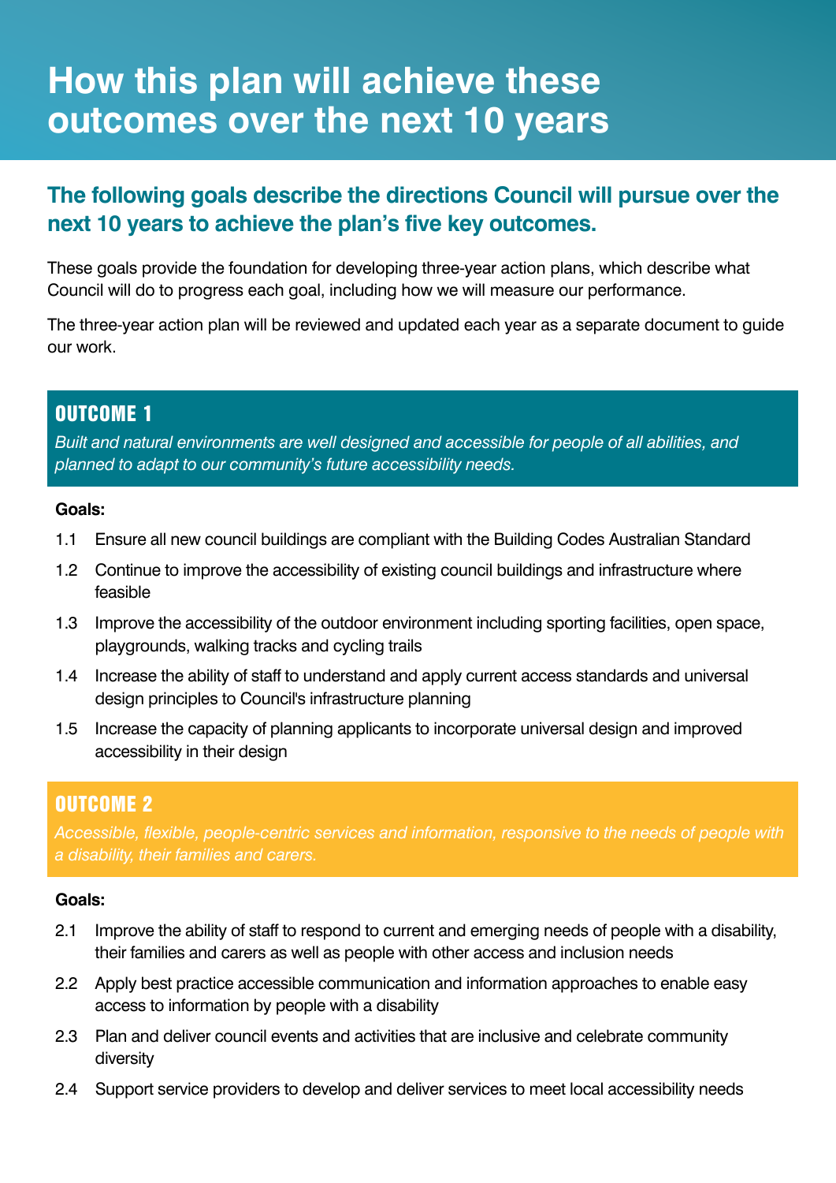# How this plan will achieve these outcomes over the next 10 years

## The following goals describe the directions Council will pursue over the next 10 years to achieve the plan's five key outcomes.

These goals provide the foundation for developing three-year action plans, which describe what Council will do to progress each goal, including how we will measure our performance.

The three-year action plan will be reviewed and updated each year as a separate document to guide our work.

### OUTCOME 1

*Built and natural environments are well designed and accessible for people of all abilities, and planned to adapt to our community's future accessibility needs.*

**Goals:**

1.1 Ensure all new council buildings are compliant with the Building Codes Australian Standard

1.2 Continue to improve the accessibility of existing council buildings and infrastructure where feasible

1.3 Improve the accessibility of the outdoor environment including sporting facilities, open space, playgrounds, walking tracks and cycling trails

1.4 Increase the ability of staff to understand and apply current access standards and universal design principles to Council's infrastructure planning

1.5 Increase the capacity of planning applicants to incorporate universal design and improved accessibility in their design

### OUTCOME 2

*Accessible, flexible, people-centric services and information, responsive to the needs of people with a disability, their families and carers.*

**Goals:**

2.1 Improve the ability of staff to respond to current and emerging needs of people with a disability, their families and carers as well as people with other access and inclusion needs

2.2 Apply best practice accessible communication and information approaches to enable easy access to information by people with a disability

2.3 Plan and deliver council events and activities that are inclusive and celebrate community diversity

2.4 Support service providers to develop and deliver services to meet local accessibility needs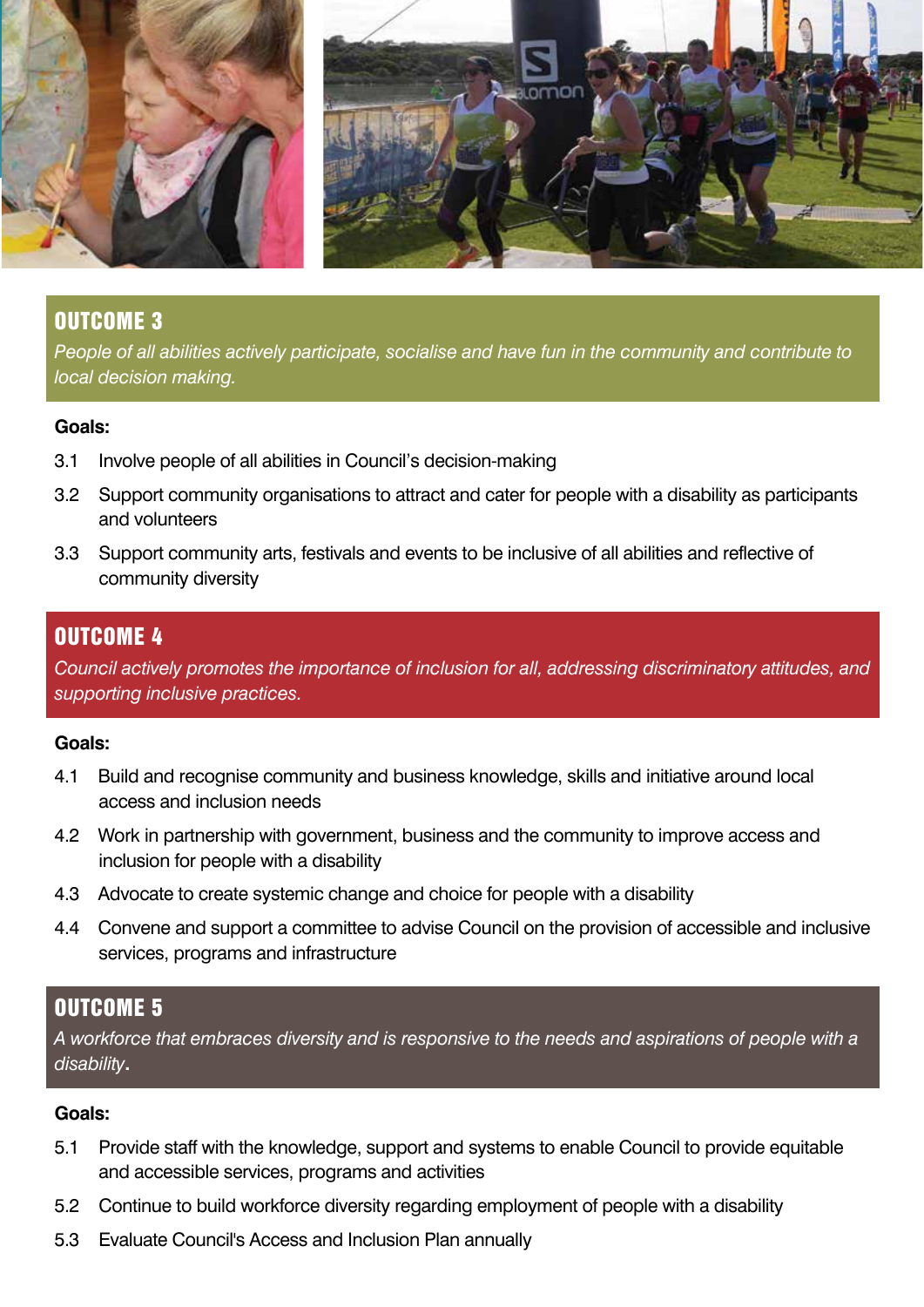## OUTCOME 3

*People of all abilities actively participate, socialise and have fun in the community and contribute to local decision making.*

**Goals:**

3.1 Involve people of all abilities in Council's decision-making

3.2 Support community organisations to attract and cater for people with a disability as participants and volunteers

3.3 Support community arts, festivals and events to be inclusive of all abilities and reflective of community diversity

## OUTCOME 4

*Council actively promotes the importance of inclusion for all, addressing discriminatory attitudes, and supporting inclusive practices.*

**Goals:**

4.1 Build and recognise community and business knowledge, skills and initiative around local access and inclusion needs

4.2 Work in partnership with government, business and the community to improve access and inclusion for people with a disability

4.3 Advocate to create systemic change and choice for people with a disability

4.4 Convene and support a committee to advise Council on the provision of accessible and inclusive services, programs and infrastructure

## OUTCOME 5

*A workforce that embraces diversity and is responsive to the needs and aspirations of people with a disability*.

**Goals:**

5.1 Provide staff with the knowledge, support and systems to enable Council to provide equitable and accessible services, programs and activities

5.2 Continue to build workforce diversity regarding employment of people with a disability

5.3 Evaluate Council's Access and Inclusion Plan annually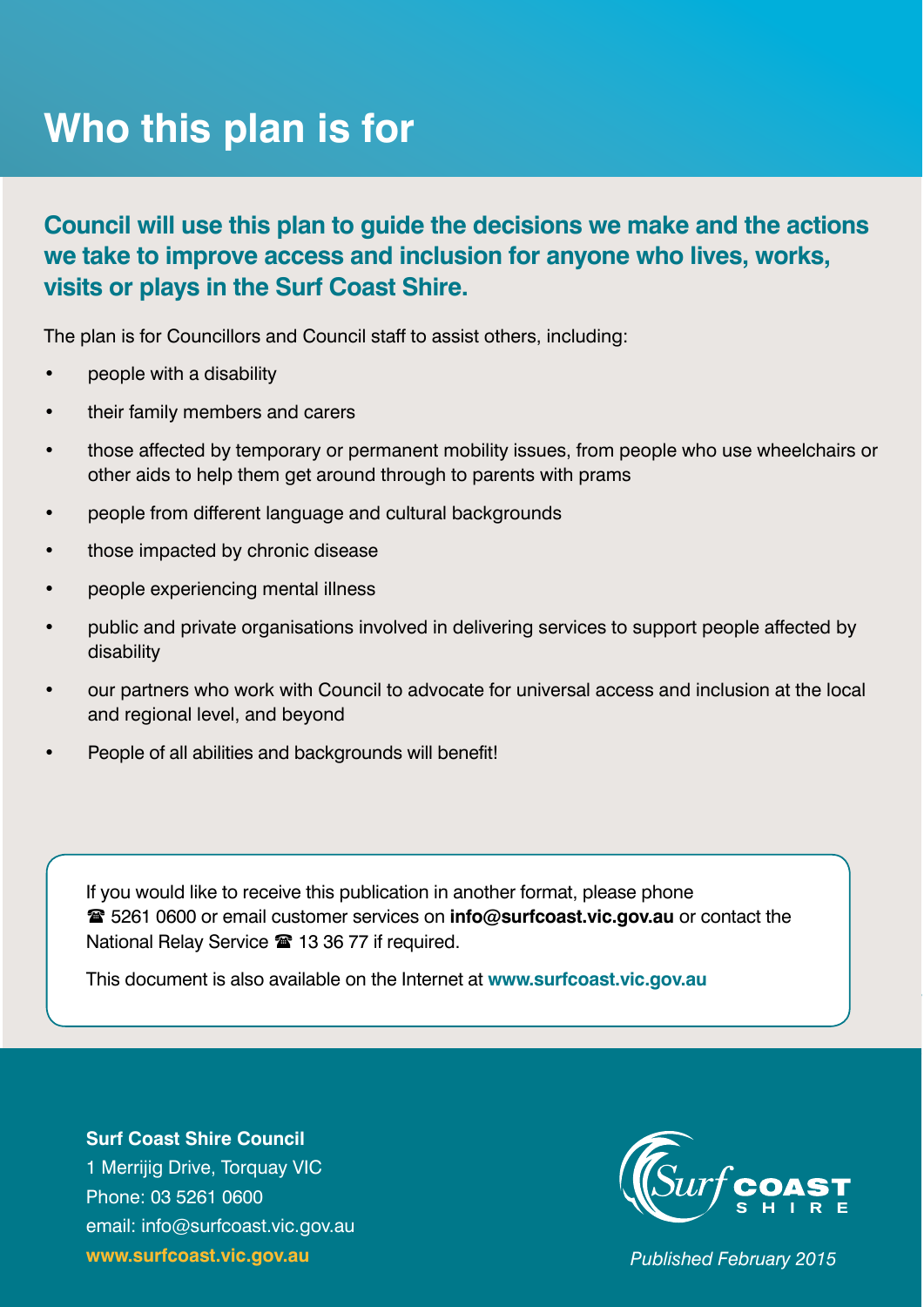# Who this plan is for

**Council will use this plan to guide the decisions we make and the actions we take to improve access and inclusion for anyone who lives, works, visits or plays in the Surf Coast Shire.**

The plan is for Councillors and Council staff to assist others, including:

- people with a disability
- their family members and carers
- those affected by temporary or permanent mobility issues, from people who use wheelchairs or other aids to help them get around through to parents with prams
- people from different language and cultural backgrounds
- those impacted by chronic disease
- people experiencing mental illness
- public and private organisations involved in delivering services to support people affected by disability
- our partners who work with Council to advocate for universal access and inclusion at the local and regional level, and beyond
- People of all abilities and backgrounds will benefit!

If you would like to receive this publication in another format, please phone ☎ 5261 0600 or email customer services on **info@surfcoast.vic.gov.au** or contact the National Relay Service ☎ 13 36 77 if required.

This document is also available on the Internet at **www.surfcoast.vic.gov.au**

**Surf Coast Shire Council**
1 Merrijig Drive, Torquay VIC
Phone: 03 5261 0600
email: info@surfcoast.vic.gov.au
**www.surfcoast.vic.gov.au**

Surf COAST SHIRE

*Published February 2015*